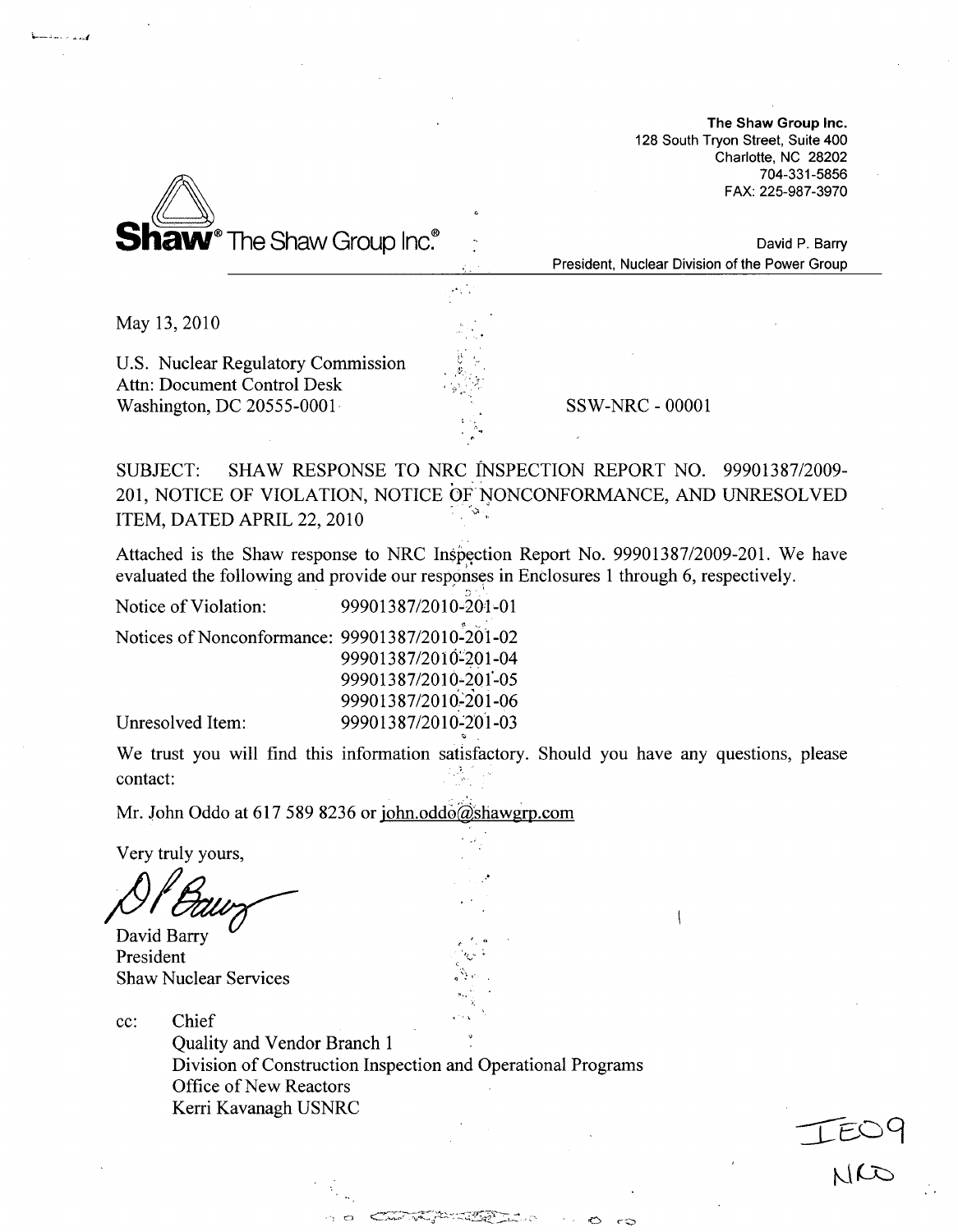**The Shaw Group Inc.**
128 South Tryon Street, Suite 400
Charlotte, NC 28202
704-331-5856
FAX: 225-987-3970

**Shaw**® The Shaw Group Inc.®

David P. Barry
President, Nuclear Division of the Power Group

May 13, 2010

U.S. Nuclear Regulatory Commission
Attn: Document Control Desk
Washington, DC 20555-0001

SSW-NRC - 00001

SUBJECT: SHAW RESPONSE TO NRC INSPECTION REPORT NO. 99901387/2009-201, NOTICE OF VIOLATION, NOTICE OF NONCONFORMANCE, AND UNRESOLVED ITEM, DATED APRIL 22, 2010

Attached is the Shaw response to NRC Inspection Report No. 99901387/2009-201. We have evaluated the following and provide our responses in Enclosures 1 through 6, respectively.

| | |
|---|---|
| Notice of Violation: | 99901387/2010-201-01 |
| Notices of Nonconformance: | 99901387/2010-201-02 |
| | 99901387/2010-201-04 |
| | 99901387/2010-201-05 |
| | 99901387/2010-201-06 |
| Unresolved Item: | 99901387/2010-201-03 |

We trust you will find this information satisfactory. Should you have any questions, please contact:

Mr. John Oddo at 617 589 8236 or john.oddo@shawgrp.com

Very truly yours,

David Barry
President
Shaw Nuclear Services

cc: Chief
Quality and Vendor Branch 1
Division of Construction Inspection and Operational Programs
Office of New Reactors
Kerri Kavanagh USNRC

IE09
NRO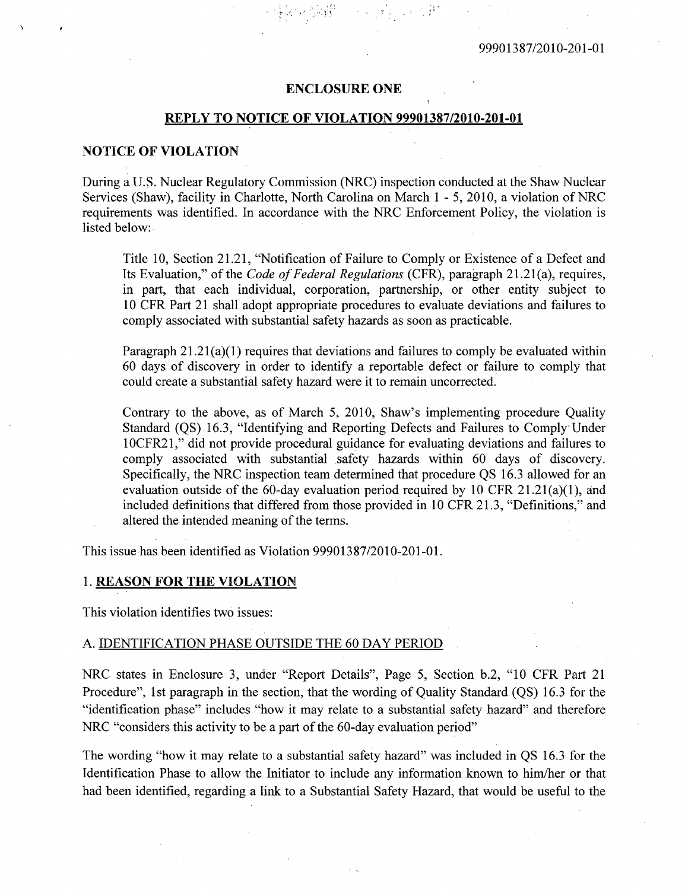99901387/2010-201-01

## ENCLOSURE ONE

## REPLY TO NOTICE OF VIOLATION 99901387/2010-201-01

### NOTICE OF VIOLATION

During a U.S. Nuclear Regulatory Commission (NRC) inspection conducted at the Shaw Nuclear Services (Shaw), facility in Charlotte, North Carolina on March 1 - 5, 2010, a violation of NRC requirements was identified. In accordance with the NRC Enforcement Policy, the violation is listed below:

> Title 10, Section 21.21, "Notification of Failure to Comply or Existence of a Defect and Its Evaluation," of the *Code of Federal Regulations* (CFR), paragraph 21.21(a), requires, in part, that each individual, corporation, partnership, or other entity subject to 10 CFR Part 21 shall adopt appropriate procedures to evaluate deviations and failures to comply associated with substantial safety hazards as soon as practicable.
>
> Paragraph 21.21(a)(1) requires that deviations and failures to comply be evaluated within 60 days of discovery in order to identify a reportable defect or failure to comply that could create a substantial safety hazard were it to remain uncorrected.
>
> Contrary to the above, as of March 5, 2010, Shaw's implementing procedure Quality Standard (QS) 16.3, "Identifying and Reporting Defects and Failures to Comply Under 10CFR21," did not provide procedural guidance for evaluating deviations and failures to comply associated with substantial safety hazards within 60 days of discovery. Specifically, the NRC inspection team determined that procedure QS 16.3 allowed for an evaluation outside of the 60-day evaluation period required by 10 CFR 21.21(a)(1), and included definitions that differed from those provided in 10 CFR 21.3, "Definitions," and altered the intended meaning of the terms.

This issue has been identified as Violation 99901387/2010-201-01.

### 1. REASON FOR THE VIOLATION

This violation identifies two issues:

#### A. IDENTIFICATION PHASE OUTSIDE THE 60 DAY PERIOD

NRC states in Enclosure 3, under "Report Details", Page 5, Section b.2, "10 CFR Part 21 Procedure", 1st paragraph in the section, that the wording of Quality Standard (QS) 16.3 for the "identification phase" includes "how it may relate to a substantial safety hazard" and therefore NRC "considers this activity to be a part of the 60-day evaluation period"

The wording "how it may relate to a substantial safety hazard" was included in QS 16.3 for the Identification Phase to allow the Initiator to include any information known to him/her or that had been identified, regarding a link to a Substantial Safety Hazard, that would be useful to the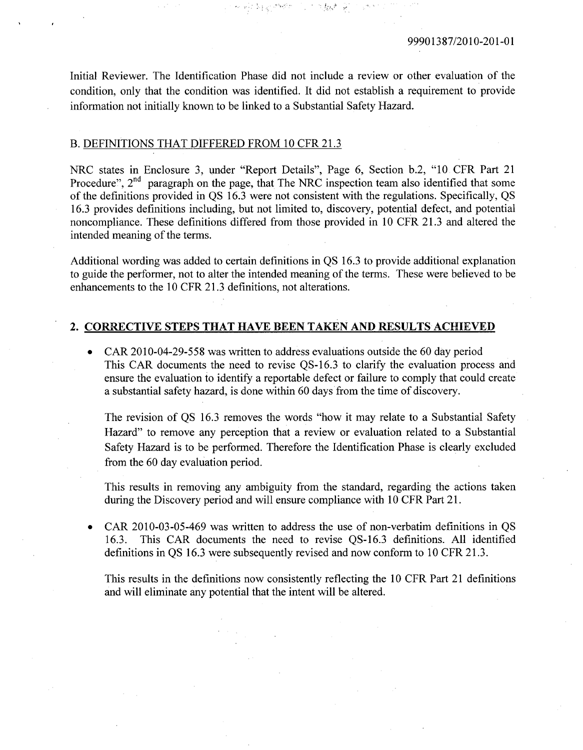Initial Reviewer. The Identification Phase did not include a review or other evaluation of the condition, only that the condition was identified. It did not establish a requirement to provide information not initially known to be linked to a Substantial Safety Hazard.

B. DEFINITIONS THAT DIFFERED FROM 10 CFR 21.3

NRC states in Enclosure 3, under "Report Details", Page 6, Section b.2, "10 CFR Part 21 Procedure", 2nd paragraph on the page, that The NRC inspection team also identified that some of the definitions provided in QS 16.3 were not consistent with the regulations. Specifically, QS 16.3 provides definitions including, but not limited to, discovery, potential defect, and potential noncompliance. These definitions differed from those provided in 10 CFR 21.3 and altered the intended meaning of the terms.

Additional wording was added to certain definitions in QS 16.3 to provide additional explanation to guide the performer, not to alter the intended meaning of the terms. These were believed to be enhancements to the 10 CFR 21.3 definitions, not alterations.

## 2. CORRECTIVE STEPS THAT HAVE BEEN TAKEN AND RESULTS ACHIEVED

- CAR 2010-04-29-558 was written to address evaluations outside the 60 day period This CAR documents the need to revise QS-16.3 to clarify the evaluation process and ensure the evaluation to identify a reportable defect or failure to comply that could create a substantial safety hazard, is done within 60 days from the time of discovery.

  The revision of QS 16.3 removes the words "how it may relate to a Substantial Safety Hazard" to remove any perception that a review or evaluation related to a Substantial Safety Hazard is to be performed. Therefore the Identification Phase is clearly excluded from the 60 day evaluation period.

  This results in removing any ambiguity from the standard, regarding the actions taken during the Discovery period and will ensure compliance with 10 CFR Part 21.

- CAR 2010-03-05-469 was written to address the use of non-verbatim definitions in QS 16.3. This CAR documents the need to revise QS-16.3 definitions. All identified definitions in QS 16.3 were subsequently revised and now conform to 10 CFR 21.3.

  This results in the definitions now consistently reflecting the 10 CFR Part 21 definitions and will eliminate any potential that the intent will be altered.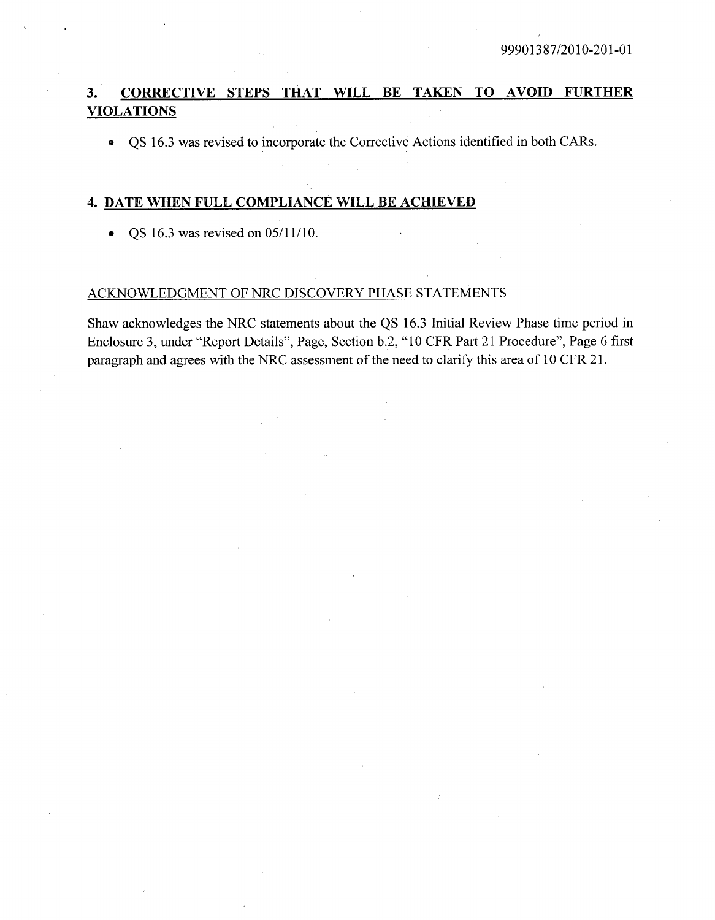99901387/2010-201-01

## 3. CORRECTIVE STEPS THAT WILL BE TAKEN TO AVOID FURTHER VIOLATIONS

- QS 16.3 was revised to incorporate the Corrective Actions identified in both CARs.

## 4. DATE WHEN FULL COMPLIANCE WILL BE ACHIEVED

- QS 16.3 was revised on 05/11/10.

ACKNOWLEDGMENT OF NRC DISCOVERY PHASE STATEMENTS

Shaw acknowledges the NRC statements about the QS 16.3 Initial Review Phase time period in Enclosure 3, under "Report Details", Page, Section b.2, "10 CFR Part 21 Procedure", Page 6 first paragraph and agrees with the NRC assessment of the need to clarify this area of 10 CFR 21.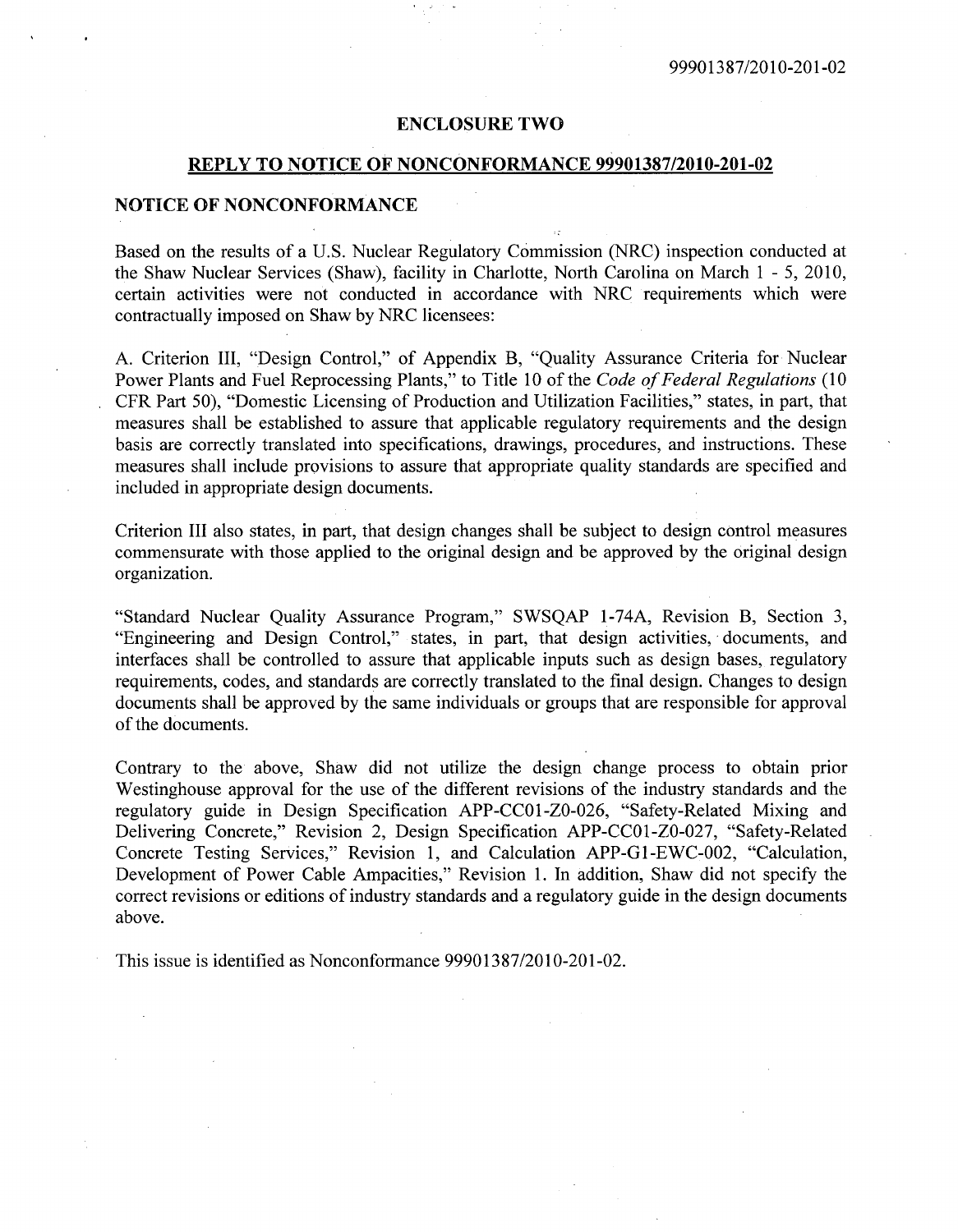## ENCLOSURE TWO

## REPLY TO NOTICE OF NONCONFORMANCE 99901387/2010-201-02

### NOTICE OF NONCONFORMANCE

Based on the results of a U.S. Nuclear Regulatory Commission (NRC) inspection conducted at the Shaw Nuclear Services (Shaw), facility in Charlotte, North Carolina on March 1 - 5, 2010, certain activities were not conducted in accordance with NRC requirements which were contractually imposed on Shaw by NRC licensees:

A. Criterion III, "Design Control," of Appendix B, "Quality Assurance Criteria for Nuclear Power Plants and Fuel Reprocessing Plants," to Title 10 of the *Code of Federal Regulations* (10 CFR Part 50), "Domestic Licensing of Production and Utilization Facilities," states, in part, that measures shall be established to assure that applicable regulatory requirements and the design basis are correctly translated into specifications, drawings, procedures, and instructions. These measures shall include provisions to assure that appropriate quality standards are specified and included in appropriate design documents.

Criterion III also states, in part, that design changes shall be subject to design control measures commensurate with those applied to the original design and be approved by the original design organization.

"Standard Nuclear Quality Assurance Program," SWSQAP 1-74A, Revision B, Section 3, "Engineering and Design Control," states, in part, that design activities, documents, and interfaces shall be controlled to assure that applicable inputs such as design bases, regulatory requirements, codes, and standards are correctly translated to the final design. Changes to design documents shall be approved by the same individuals or groups that are responsible for approval of the documents.

Contrary to the above, Shaw did not utilize the design change process to obtain prior Westinghouse approval for the use of the different revisions of the industry standards and the regulatory guide in Design Specification APP-CC01-Z0-026, "Safety-Related Mixing and Delivering Concrete," Revision 2, Design Specification APP-CC01-Z0-027, "Safety-Related Concrete Testing Services," Revision 1, and Calculation APP-G1-EWC-002, "Calculation, Development of Power Cable Ampacities," Revision 1. In addition, Shaw did not specify the correct revisions or editions of industry standards and a regulatory guide in the design documents above.

This issue is identified as Nonconformance 99901387/2010-201-02.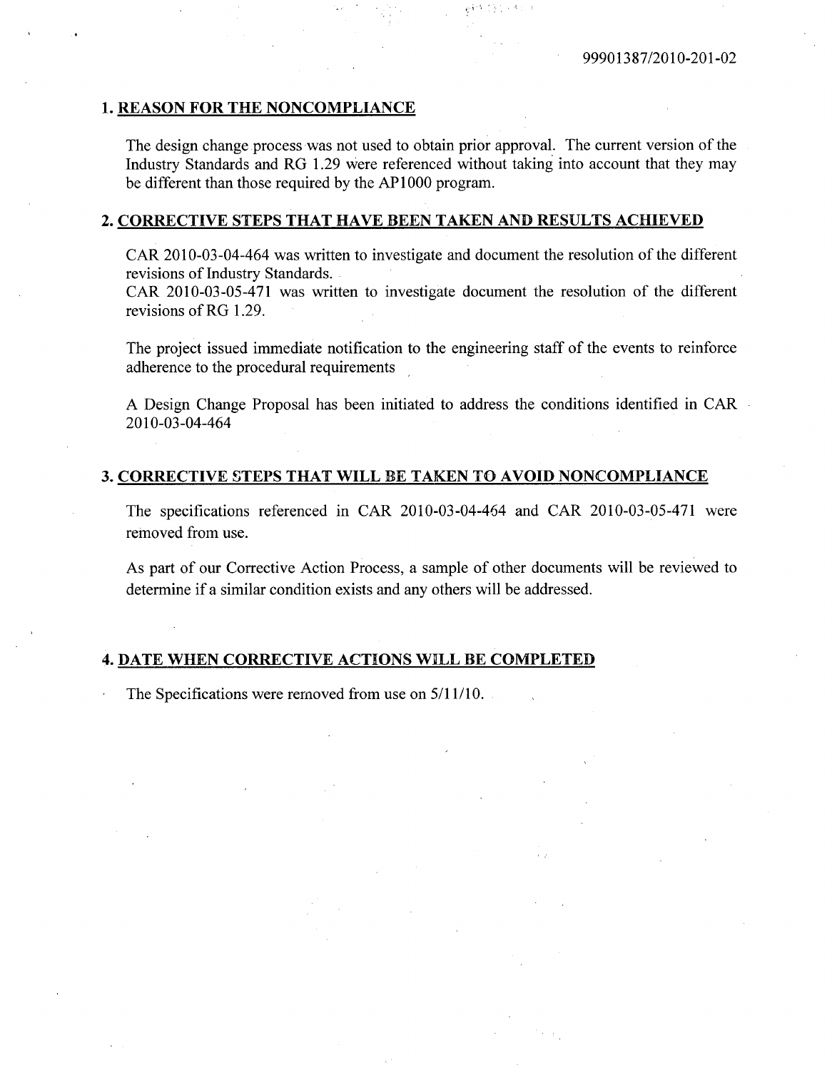99901387/2010-201-02

## 1. REASON FOR THE NONCOMPLIANCE

The design change process was not used to obtain prior approval. The current version of the Industry Standards and RG 1.29 were referenced without taking into account that they may be different than those required by the AP1000 program.

## 2. CORRECTIVE STEPS THAT HAVE BEEN TAKEN AND RESULTS ACHIEVED

CAR 2010-03-04-464 was written to investigate and document the resolution of the different revisions of Industry Standards.
CAR 2010-03-05-471 was written to investigate document the resolution of the different revisions of RG 1.29.

The project issued immediate notification to the engineering staff of the events to reinforce adherence to the procedural requirements

A Design Change Proposal has been initiated to address the conditions identified in CAR 2010-03-04-464

## 3. CORRECTIVE STEPS THAT WILL BE TAKEN TO AVOID NONCOMPLIANCE

The specifications referenced in CAR 2010-03-04-464 and CAR 2010-03-05-471 were removed from use.

As part of our Corrective Action Process, a sample of other documents will be reviewed to determine if a similar condition exists and any others will be addressed.

## 4. DATE WHEN CORRECTIVE ACTIONS WILL BE COMPLETED

The Specifications were removed from use on 5/11/10.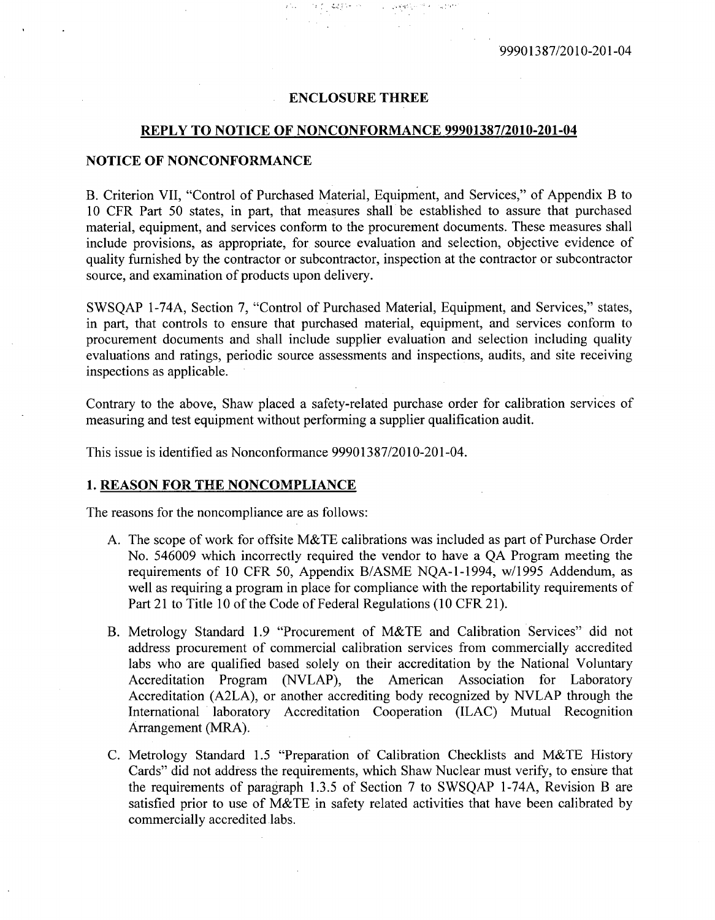## ENCLOSURE THREE

## REPLY TO NOTICE OF NONCONFORMANCE 99901387/2010-201-04

### NOTICE OF NONCONFORMANCE

B. Criterion VII, "Control of Purchased Material, Equipment, and Services," of Appendix B to 10 CFR Part 50 states, in part, that measures shall be established to assure that purchased material, equipment, and services conform to the procurement documents. These measures shall include provisions, as appropriate, for source evaluation and selection, objective evidence of quality furnished by the contractor or subcontractor, inspection at the contractor or subcontractor source, and examination of products upon delivery.

SWSQAP 1-74A, Section 7, "Control of Purchased Material, Equipment, and Services," states, in part, that controls to ensure that purchased material, equipment, and services conform to procurement documents and shall include supplier evaluation and selection including quality evaluations and ratings, periodic source assessments and inspections, audits, and site receiving inspections as applicable.

Contrary to the above, Shaw placed a safety-related purchase order for calibration services of measuring and test equipment without performing a supplier qualification audit.

This issue is identified as Nonconformance 99901387/2010-201-04.

### 1. REASON FOR THE NONCOMPLIANCE

The reasons for the noncompliance are as follows:

A. The scope of work for offsite M&TE calibrations was included as part of Purchase Order No. 546009 which incorrectly required the vendor to have a QA Program meeting the requirements of 10 CFR 50, Appendix B/ASME NQA-1-1994, w/1995 Addendum, as well as requiring a program in place for compliance with the reportability requirements of Part 21 to Title 10 of the Code of Federal Regulations (10 CFR 21).

B. Metrology Standard 1.9 "Procurement of M&TE and Calibration Services" did not address procurement of commercial calibration services from commercially accredited labs who are qualified based solely on their accreditation by the National Voluntary Accreditation Program (NVLAP), the American Association for Laboratory Accreditation (A2LA), or another accrediting body recognized by NVLAP through the International laboratory Accreditation Cooperation (ILAC) Mutual Recognition Arrangement (MRA).

C. Metrology Standard 1.5 "Preparation of Calibration Checklists and M&TE History Cards" did not address the requirements, which Shaw Nuclear must verify, to ensure that the requirements of paragraph 1.3.5 of Section 7 to SWSQAP 1-74A, Revision B are satisfied prior to use of M&TE in safety related activities that have been calibrated by commercially accredited labs.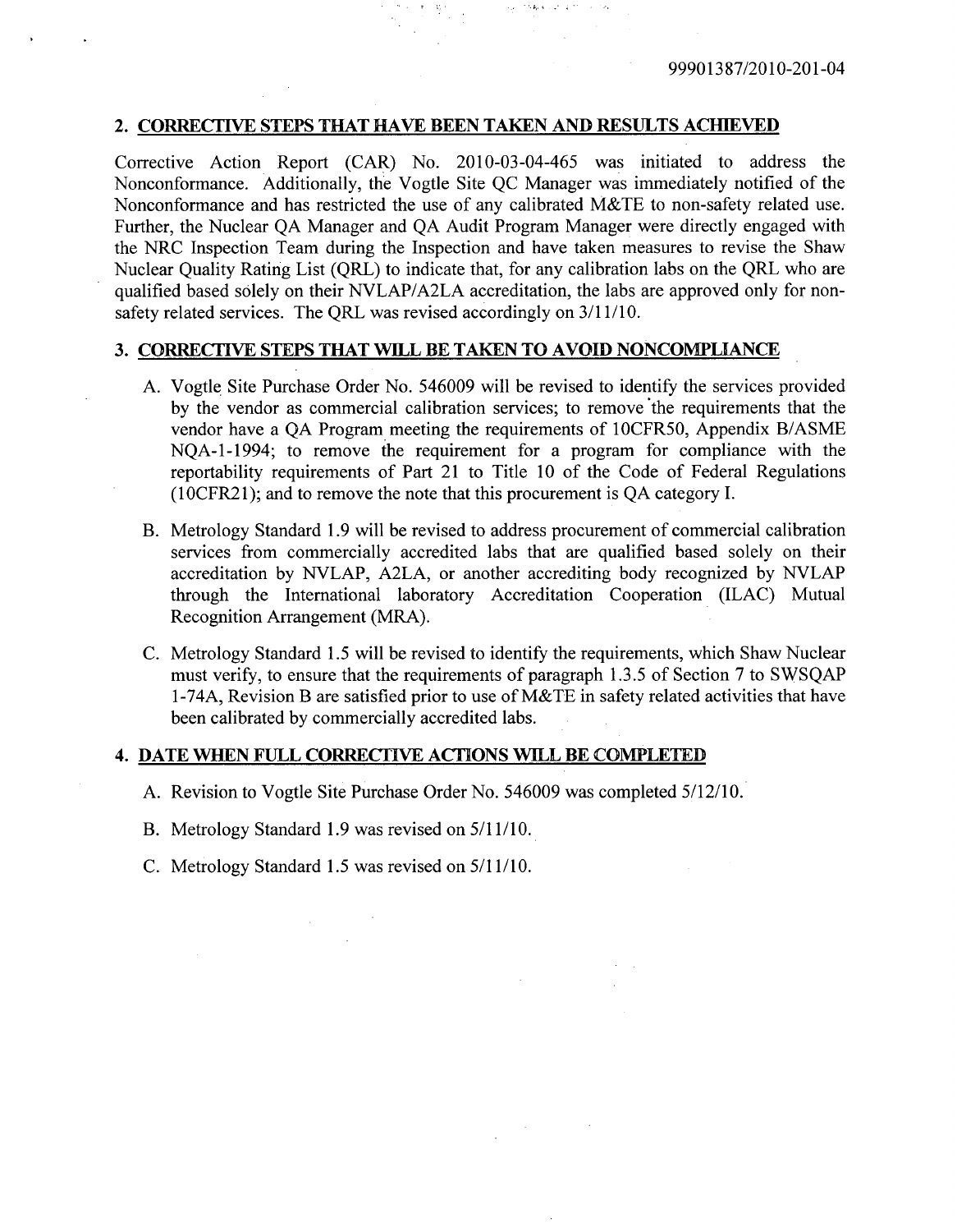## 2. CORRECTIVE STEPS THAT HAVE BEEN TAKEN AND RESULTS ACHIEVED

Corrective Action Report (CAR) No. 2010-03-04-465 was initiated to address the Nonconformance. Additionally, the Vogtle Site QC Manager was immediately notified of the Nonconformance and has restricted the use of any calibrated M&TE to non-safety related use. Further, the Nuclear QA Manager and QA Audit Program Manager were directly engaged with the NRC Inspection Team during the Inspection and have taken measures to revise the Shaw Nuclear Quality Rating List (QRL) to indicate that, for any calibration labs on the QRL who are qualified based solely on their NVLAP/A2LA accreditation, the labs are approved only for non-safety related services. The QRL was revised accordingly on 3/11/10.

## 3. CORRECTIVE STEPS THAT WILL BE TAKEN TO AVOID NONCOMPLIANCE

A. Vogtle Site Purchase Order No. 546009 will be revised to identify the services provided by the vendor as commercial calibration services; to remove the requirements that the vendor have a QA Program meeting the requirements of 10CFR50, Appendix B/ASME NQA-1-1994; to remove the requirement for a program for compliance with the reportability requirements of Part 21 to Title 10 of the Code of Federal Regulations (10CFR21); and to remove the note that this procurement is QA category I.

B. Metrology Standard 1.9 will be revised to address procurement of commercial calibration services from commercially accredited labs that are qualified based solely on their accreditation by NVLAP, A2LA, or another accrediting body recognized by NVLAP through the International laboratory Accreditation Cooperation (ILAC) Mutual Recognition Arrangement (MRA).

C. Metrology Standard 1.5 will be revised to identify the requirements, which Shaw Nuclear must verify, to ensure that the requirements of paragraph 1.3.5 of Section 7 to SWSQAP 1-74A, Revision B are satisfied prior to use of M&TE in safety related activities that have been calibrated by commercially accredited labs.

## 4. DATE WHEN FULL CORRECTIVE ACTIONS WILL BE COMPLETED

A. Revision to Vogtle Site Purchase Order No. 546009 was completed 5/12/10.

B. Metrology Standard 1.9 was revised on 5/11/10.

C. Metrology Standard 1.5 was revised on 5/11/10.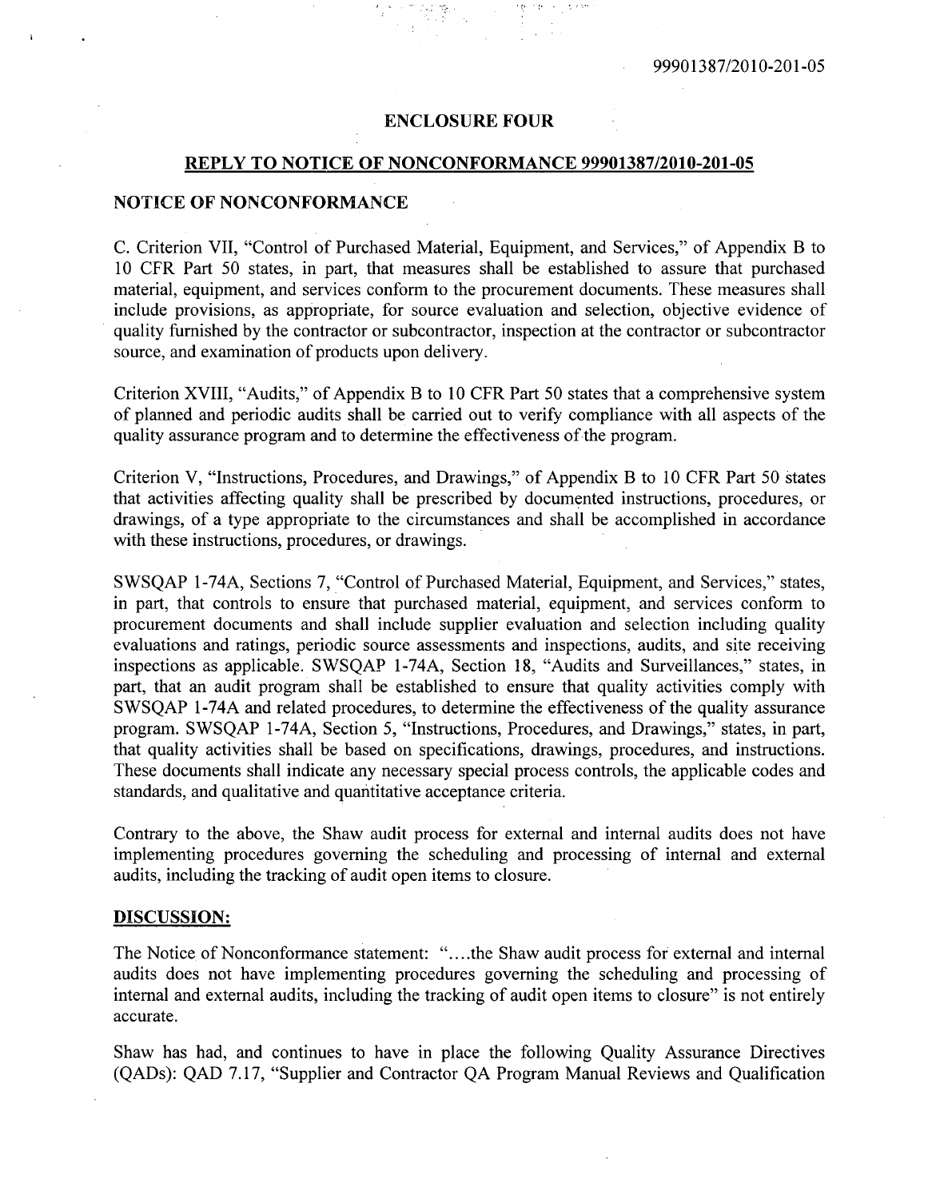99901387/2010-201-05

## ENCLOSURE FOUR

## REPLY TO NOTICE OF NONCONFORMANCE 99901387/2010-201-05

### NOTICE OF NONCONFORMANCE

C. Criterion VII, "Control of Purchased Material, Equipment, and Services," of Appendix B to 10 CFR Part 50 states, in part, that measures shall be established to assure that purchased material, equipment, and services conform to the procurement documents. These measures shall include provisions, as appropriate, for source evaluation and selection, objective evidence of quality furnished by the contractor or subcontractor, inspection at the contractor or subcontractor source, and examination of products upon delivery.

Criterion XVIII, "Audits," of Appendix B to 10 CFR Part 50 states that a comprehensive system of planned and periodic audits shall be carried out to verify compliance with all aspects of the quality assurance program and to determine the effectiveness of the program.

Criterion V, "Instructions, Procedures, and Drawings," of Appendix B to 10 CFR Part 50 states that activities affecting quality shall be prescribed by documented instructions, procedures, or drawings, of a type appropriate to the circumstances and shall be accomplished in accordance with these instructions, procedures, or drawings.

SWSQAP 1-74A, Sections 7, "Control of Purchased Material, Equipment, and Services," states, in part, that controls to ensure that purchased material, equipment, and services conform to procurement documents and shall include supplier evaluation and selection including quality evaluations and ratings, periodic source assessments and inspections, audits, and site receiving inspections as applicable. SWSQAP 1-74A, Section 18, "Audits and Surveillances," states, in part, that an audit program shall be established to ensure that quality activities comply with SWSQAP 1-74A and related procedures, to determine the effectiveness of the quality assurance program. SWSQAP 1-74A, Section 5, "Instructions, Procedures, and Drawings," states, in part, that quality activities shall be based on specifications, drawings, procedures, and instructions. These documents shall indicate any necessary special process controls, the applicable codes and standards, and qualitative and quantitative acceptance criteria.

Contrary to the above, the Shaw audit process for external and internal audits does not have implementing procedures governing the scheduling and processing of internal and external audits, including the tracking of audit open items to closure.

### DISCUSSION:

The Notice of Nonconformance statement: "....the Shaw audit process for external and internal audits does not have implementing procedures governing the scheduling and processing of internal and external audits, including the tracking of audit open items to closure" is not entirely accurate.

Shaw has had, and continues to have in place the following Quality Assurance Directives (QADs): QAD 7.17, "Supplier and Contractor QA Program Manual Reviews and Qualification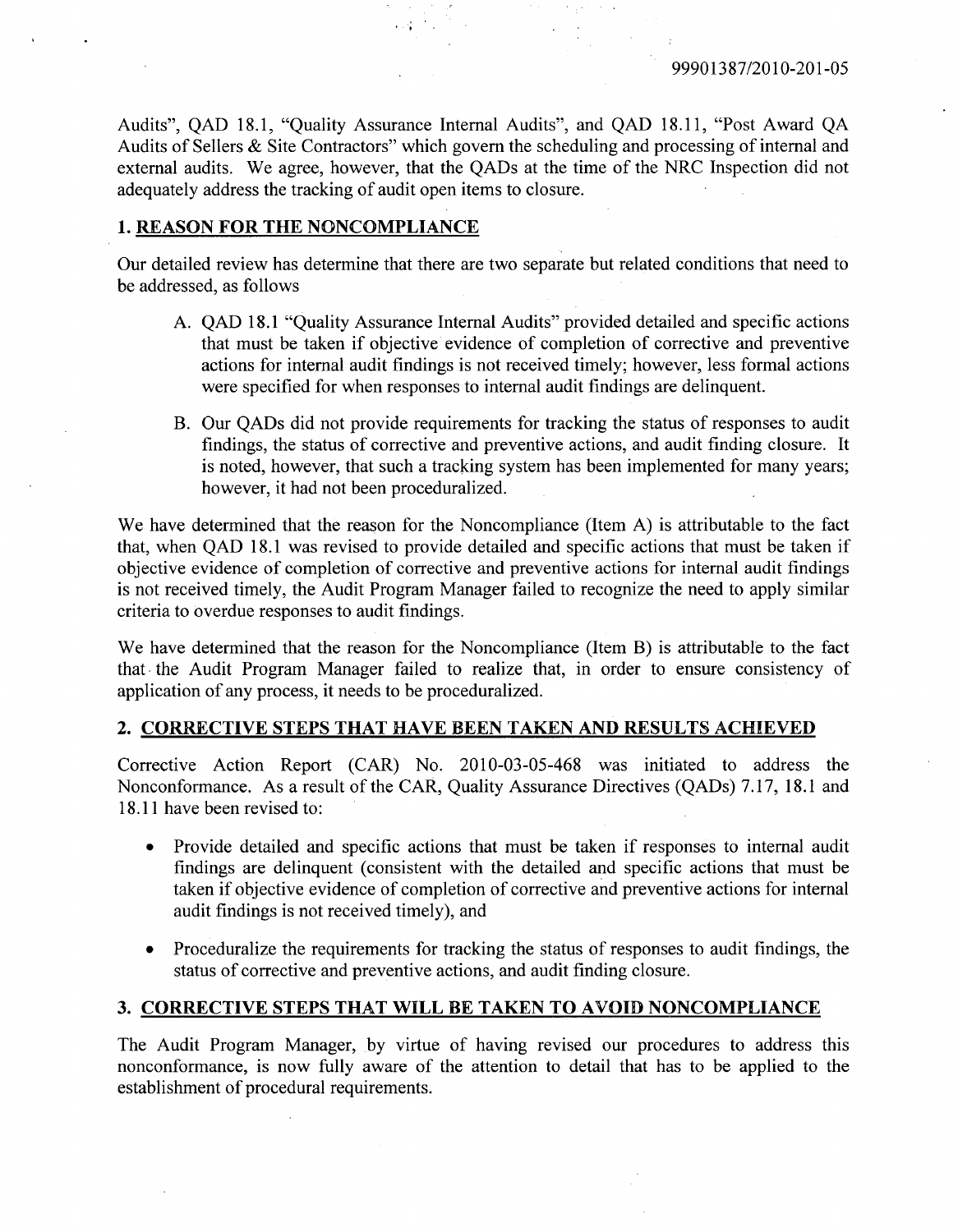Audits", QAD 18.1, "Quality Assurance Internal Audits", and QAD 18.11, "Post Award QA Audits of Sellers & Site Contractors" which govern the scheduling and processing of internal and external audits. We agree, however, that the QADs at the time of the NRC Inspection did not adequately address the tracking of audit open items to closure.

## 1. REASON FOR THE NONCOMPLIANCE

Our detailed review has determine that there are two separate but related conditions that need to be addressed, as follows

A. QAD 18.1 "Quality Assurance Internal Audits" provided detailed and specific actions that must be taken if objective evidence of completion of corrective and preventive actions for internal audit findings is not received timely; however, less formal actions were specified for when responses to internal audit findings are delinquent.

B. Our QADs did not provide requirements for tracking the status of responses to audit findings, the status of corrective and preventive actions, and audit finding closure. It is noted, however, that such a tracking system has been implemented for many years; however, it had not been proceduralized.

We have determined that the reason for the Noncompliance (Item A) is attributable to the fact that, when QAD 18.1 was revised to provide detailed and specific actions that must be taken if objective evidence of completion of corrective and preventive actions for internal audit findings is not received timely, the Audit Program Manager failed to recognize the need to apply similar criteria to overdue responses to audit findings.

We have determined that the reason for the Noncompliance (Item B) is attributable to the fact that the Audit Program Manager failed to realize that, in order to ensure consistency of application of any process, it needs to be proceduralized.

## 2. CORRECTIVE STEPS THAT HAVE BEEN TAKEN AND RESULTS ACHIEVED

Corrective Action Report (CAR) No. 2010-03-05-468 was initiated to address the Nonconformance. As a result of the CAR, Quality Assurance Directives (QADs) 7.17, 18.1 and 18.11 have been revised to:

- Provide detailed and specific actions that must be taken if responses to internal audit findings are delinquent (consistent with the detailed and specific actions that must be taken if objective evidence of completion of corrective and preventive actions for internal audit findings is not received timely), and
- Proceduralize the requirements for tracking the status of responses to audit findings, the status of corrective and preventive actions, and audit finding closure.

## 3. CORRECTIVE STEPS THAT WILL BE TAKEN TO AVOID NONCOMPLIANCE

The Audit Program Manager, by virtue of having revised our procedures to address this nonconformance, is now fully aware of the attention to detail that has to be applied to the establishment of procedural requirements.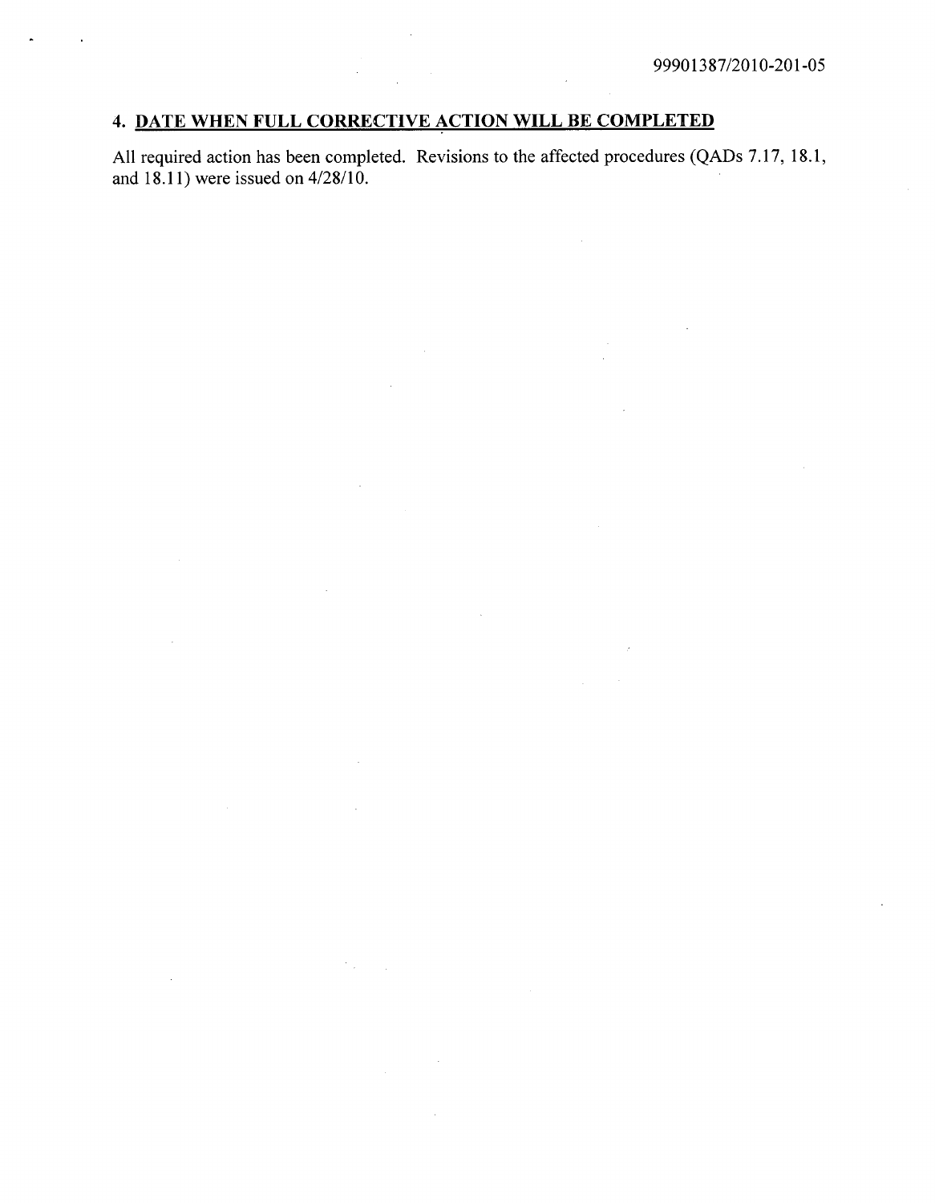## 4. DATE WHEN FULL CORRECTIVE ACTION WILL BE COMPLETED

All required action has been completed. Revisions to the affected procedures (QADs 7.17, 18.1, and 18.11) were issued on 4/28/10.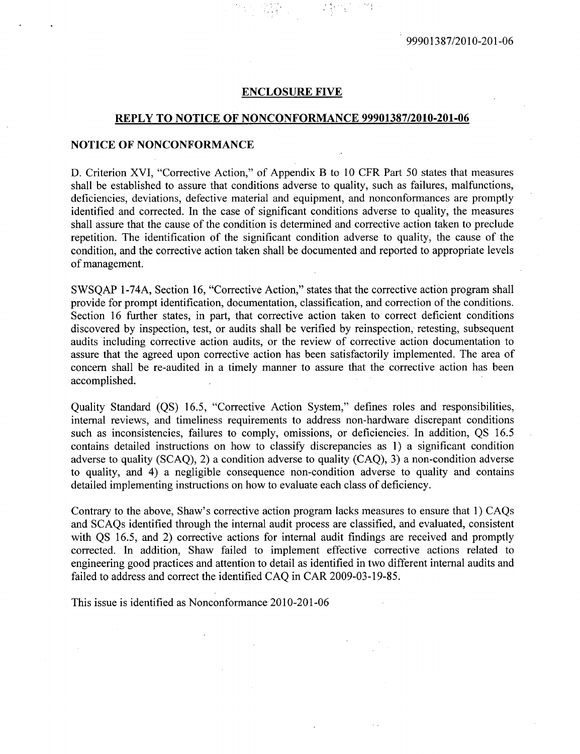## ENCLOSURE FIVE

## REPLY TO NOTICE OF NONCONFORMANCE 99901387/2010-201-06

### NOTICE OF NONCONFORMANCE

D. Criterion XVI, "Corrective Action," of Appendix B to 10 CFR Part 50 states that measures shall be established to assure that conditions adverse to quality, such as failures, malfunctions, deficiencies, deviations, defective material and equipment, and nonconformances are promptly identified and corrected. In the case of significant conditions adverse to quality, the measures shall assure that the cause of the condition is determined and corrective action taken to preclude repetition. The identification of the significant condition adverse to quality, the cause of the condition, and the corrective action taken shall be documented and reported to appropriate levels of management.

SWSQAP 1-74A, Section 16, "Corrective Action," states that the corrective action program shall provide for prompt identification, documentation, classification, and correction of the conditions. Section 16 further states, in part, that corrective action taken to correct deficient conditions discovered by inspection, test, or audits shall be verified by reinspection, retesting, subsequent audits including corrective action audits, or the review of corrective action documentation to assure that the agreed upon corrective action has been satisfactorily implemented. The area of concern shall be re-audited in a timely manner to assure that the corrective action has been accomplished.

Quality Standard (QS) 16.5, "Corrective Action System," defines roles and responsibilities, internal reviews, and timeliness requirements to address non-hardware discrepant conditions such as inconsistencies, failures to comply, omissions, or deficiencies. In addition, QS 16.5 contains detailed instructions on how to classify discrepancies as 1) a significant condition adverse to quality (SCAQ), 2) a condition adverse to quality (CAQ), 3) a non-condition adverse to quality, and 4) a negligible consequence non-condition adverse to quality and contains detailed implementing instructions on how to evaluate each class of deficiency.

Contrary to the above, Shaw's corrective action program lacks measures to ensure that 1) CAQs and SCAQs identified through the internal audit process are classified, and evaluated, consistent with QS 16.5, and 2) corrective actions for internal audit findings are received and promptly corrected. In addition, Shaw failed to implement effective corrective actions related to engineering good practices and attention to detail as identified in two different internal audits and failed to address and correct the identified CAQ in CAR 2009-03-19-85.

This issue is identified as Nonconformance 2010-201-06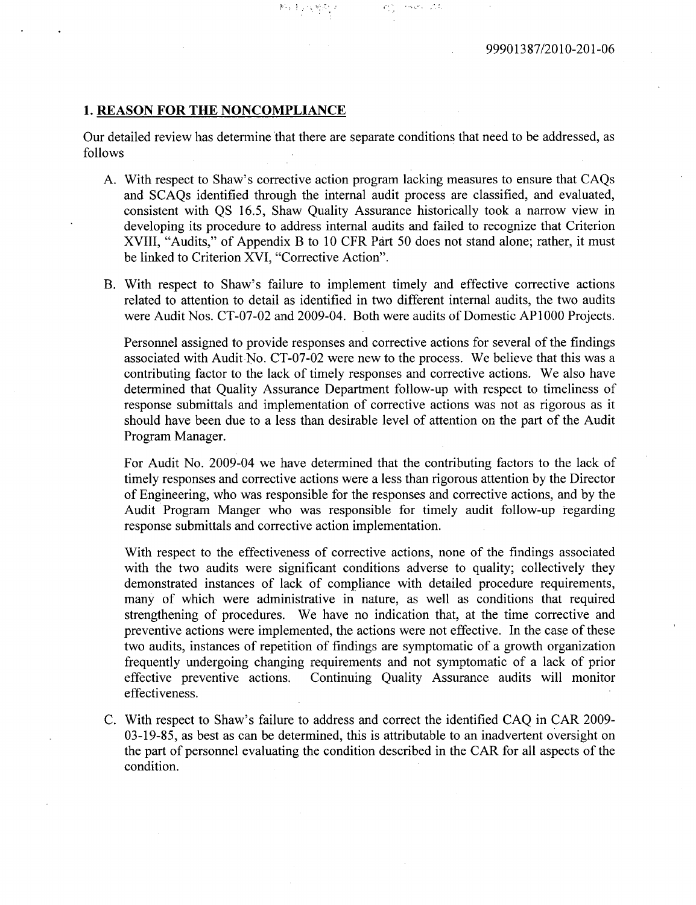99901387/2010-201-06

## 1. REASON FOR THE NONCOMPLIANCE

Our detailed review has determine that there are separate conditions that need to be addressed, as follows

A. With respect to Shaw's corrective action program lacking measures to ensure that CAQs and SCAQs identified through the internal audit process are classified, and evaluated, consistent with QS 16.5, Shaw Quality Assurance historically took a narrow view in developing its procedure to address internal audits and failed to recognize that Criterion XVIII, "Audits," of Appendix B to 10 CFR Part 50 does not stand alone; rather, it must be linked to Criterion XVI, "Corrective Action".

B. With respect to Shaw's failure to implement timely and effective corrective actions related to attention to detail as identified in two different internal audits, the two audits were Audit Nos. CT-07-02 and 2009-04. Both were audits of Domestic AP1000 Projects.

   Personnel assigned to provide responses and corrective actions for several of the findings associated with Audit No. CT-07-02 were new to the process. We believe that this was a contributing factor to the lack of timely responses and corrective actions. We also have determined that Quality Assurance Department follow-up with respect to timeliness of response submittals and implementation of corrective actions was not as rigorous as it should have been due to a less than desirable level of attention on the part of the Audit Program Manager.

   For Audit No. 2009-04 we have determined that the contributing factors to the lack of timely responses and corrective actions were a less than rigorous attention by the Director of Engineering, who was responsible for the responses and corrective actions, and by the Audit Program Manger who was responsible for timely audit follow-up regarding response submittals and corrective action implementation.

   With respect to the effectiveness of corrective actions, none of the findings associated with the two audits were significant conditions adverse to quality; collectively they demonstrated instances of lack of compliance with detailed procedure requirements, many of which were administrative in nature, as well as conditions that required strengthening of procedures. We have no indication that, at the time corrective and preventive actions were implemented, the actions were not effective. In the case of these two audits, instances of repetition of findings are symptomatic of a growth organization frequently undergoing changing requirements and not symptomatic of a lack of prior effective preventive actions. Continuing Quality Assurance audits will monitor effectiveness.

C. With respect to Shaw's failure to address and correct the identified CAQ in CAR 2009-03-19-85, as best as can be determined, this is attributable to an inadvertent oversight on the part of personnel evaluating the condition described in the CAR for all aspects of the condition.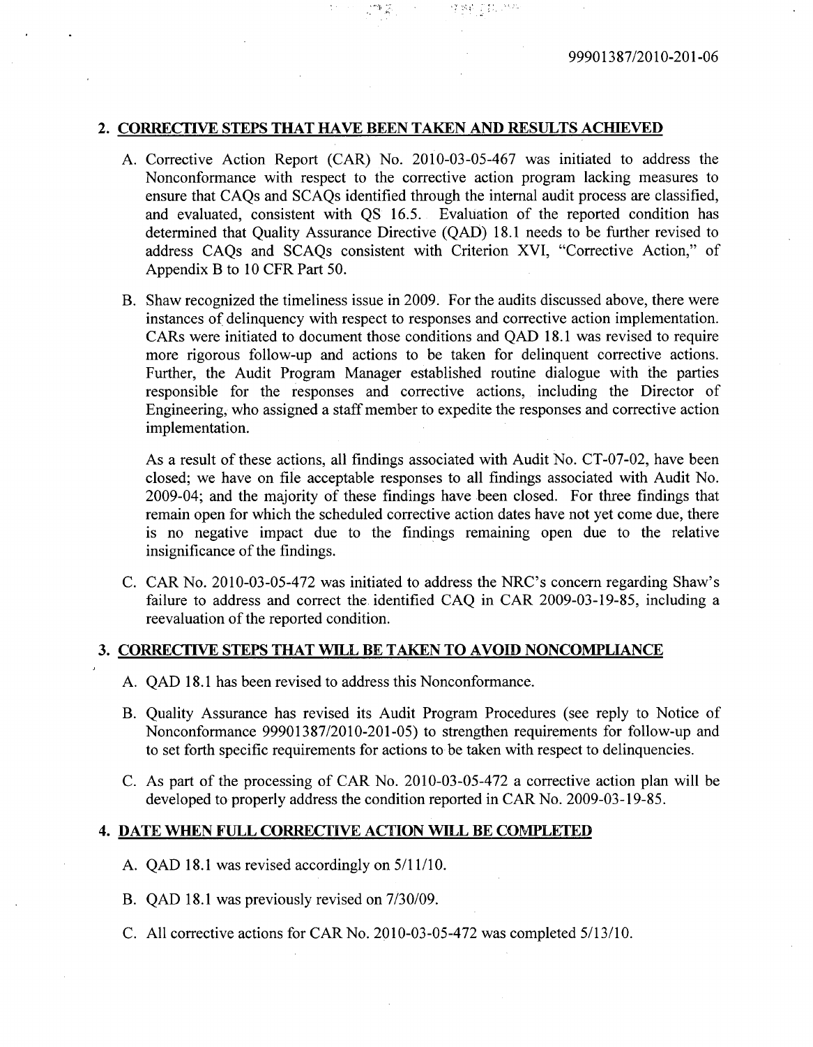99901387/2010-201-06

## 2. CORRECTIVE STEPS THAT HAVE BEEN TAKEN AND RESULTS ACHIEVED

A. Corrective Action Report (CAR) No. 2010-03-05-467 was initiated to address the Nonconformance with respect to the corrective action program lacking measures to ensure that CAQs and SCAQs identified through the internal audit process are classified, and evaluated, consistent with QS 16.5. Evaluation of the reported condition has determined that Quality Assurance Directive (QAD) 18.1 needs to be further revised to address CAQs and SCAQs consistent with Criterion XVI, "Corrective Action," of Appendix B to 10 CFR Part 50.

B. Shaw recognized the timeliness issue in 2009. For the audits discussed above, there were instances of delinquency with respect to responses and corrective action implementation. CARs were initiated to document those conditions and QAD 18.1 was revised to require more rigorous follow-up and actions to be taken for delinquent corrective actions. Further, the Audit Program Manager established routine dialogue with the parties responsible for the responses and corrective actions, including the Director of Engineering, who assigned a staff member to expedite the responses and corrective action implementation.

   As a result of these actions, all findings associated with Audit No. CT-07-02, have been closed; we have on file acceptable responses to all findings associated with Audit No. 2009-04; and the majority of these findings have been closed. For three findings that remain open for which the scheduled corrective action dates have not yet come due, there is no negative impact due to the findings remaining open due to the relative insignificance of the findings.

C. CAR No. 2010-03-05-472 was initiated to address the NRC's concern regarding Shaw's failure to address and correct the identified CAQ in CAR 2009-03-19-85, including a reevaluation of the reported condition.

## 3. CORRECTIVE STEPS THAT WILL BE TAKEN TO AVOID NONCOMPLIANCE

A. QAD 18.1 has been revised to address this Nonconformance.

B. Quality Assurance has revised its Audit Program Procedures (see reply to Notice of Nonconformance 99901387/2010-201-05) to strengthen requirements for follow-up and to set forth specific requirements for actions to be taken with respect to delinquencies.

C. As part of the processing of CAR No. 2010-03-05-472 a corrective action plan will be developed to properly address the condition reported in CAR No. 2009-03-19-85.

## 4. DATE WHEN FULL CORRECTIVE ACTION WILL BE COMPLETED

A. QAD 18.1 was revised accordingly on 5/11/10.

B. QAD 18.1 was previously revised on 7/30/09.

C. All corrective actions for CAR No. 2010-03-05-472 was completed 5/13/10.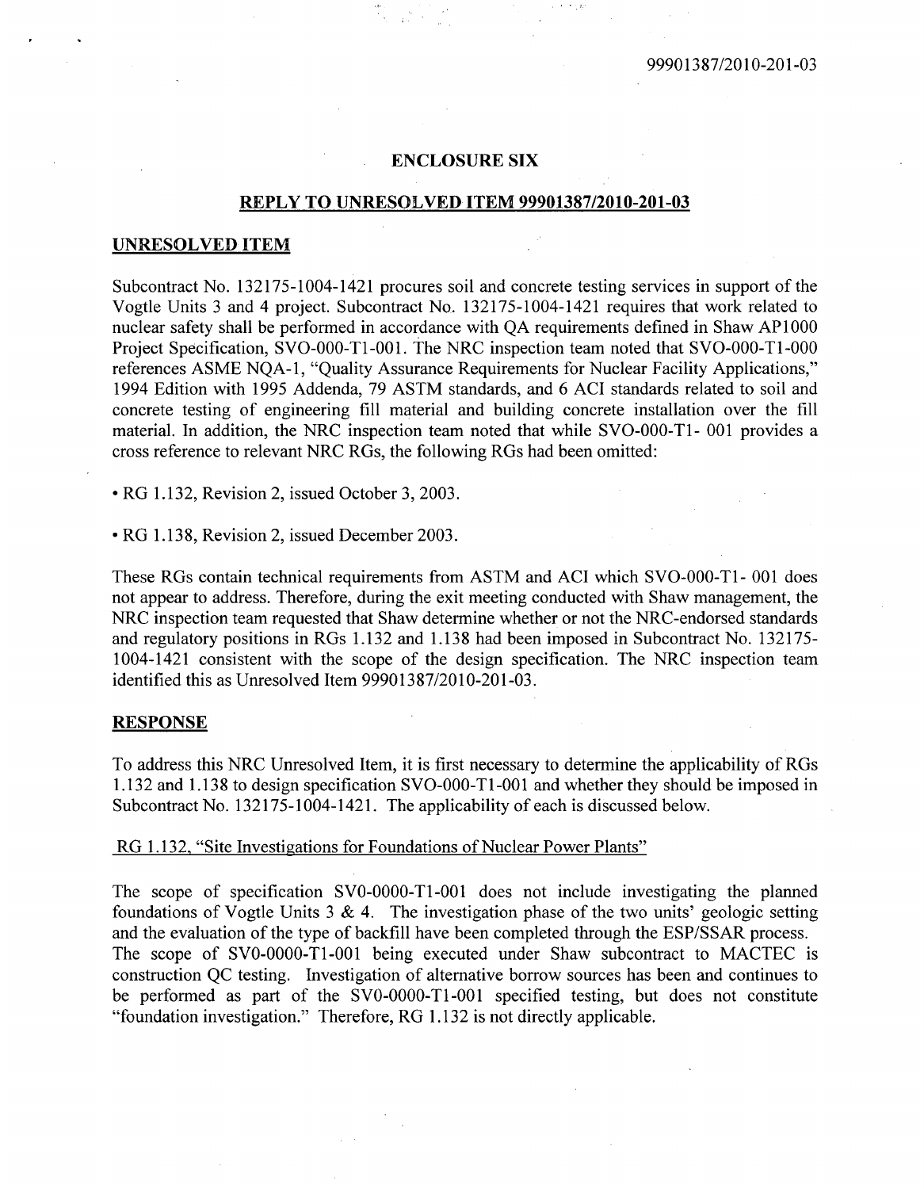## ENCLOSURE SIX

## REPLY TO UNRESOLVED ITEM 99901387/2010-201-03

### UNRESOLVED ITEM

Subcontract No. 132175-1004-1421 procures soil and concrete testing services in support of the Vogtle Units 3 and 4 project. Subcontract No. 132175-1004-1421 requires that work related to nuclear safety shall be performed in accordance with QA requirements defined in Shaw AP1000 Project Specification, SVO-000-T1-001. The NRC inspection team noted that SVO-000-T1-000 references ASME NQA-1, "Quality Assurance Requirements for Nuclear Facility Applications," 1994 Edition with 1995 Addenda, 79 ASTM standards, and 6 ACI standards related to soil and concrete testing of engineering fill material and building concrete installation over the fill material. In addition, the NRC inspection team noted that while SVO-000-T1- 001 provides a cross reference to relevant NRC RGs, the following RGs had been omitted:

- RG 1.132, Revision 2, issued October 3, 2003.
- RG 1.138, Revision 2, issued December 2003.

These RGs contain technical requirements from ASTM and ACI which SVO-000-T1- 001 does not appear to address. Therefore, during the exit meeting conducted with Shaw management, the NRC inspection team requested that Shaw determine whether or not the NRC-endorsed standards and regulatory positions in RGs 1.132 and 1.138 had been imposed in Subcontract No. 132175-1004-1421 consistent with the scope of the design specification. The NRC inspection team identified this as Unresolved Item 99901387/2010-201-03.

### RESPONSE

To address this NRC Unresolved Item, it is first necessary to determine the applicability of RGs 1.132 and 1.138 to design specification SVO-000-T1-001 and whether they should be imposed in Subcontract No. 132175-1004-1421. The applicability of each is discussed below.

RG 1.132, "Site Investigations for Foundations of Nuclear Power Plants"

The scope of specification SV0-0000-T1-001 does not include investigating the planned foundations of Vogtle Units 3 & 4. The investigation phase of the two units' geologic setting and the evaluation of the type of backfill have been completed through the ESP/SSAR process. The scope of SV0-0000-T1-001 being executed under Shaw subcontract to MACTEC is construction QC testing. Investigation of alternative borrow sources has been and continues to be performed as part of the SV0-0000-T1-001 specified testing, but does not constitute "foundation investigation." Therefore, RG 1.132 is not directly applicable.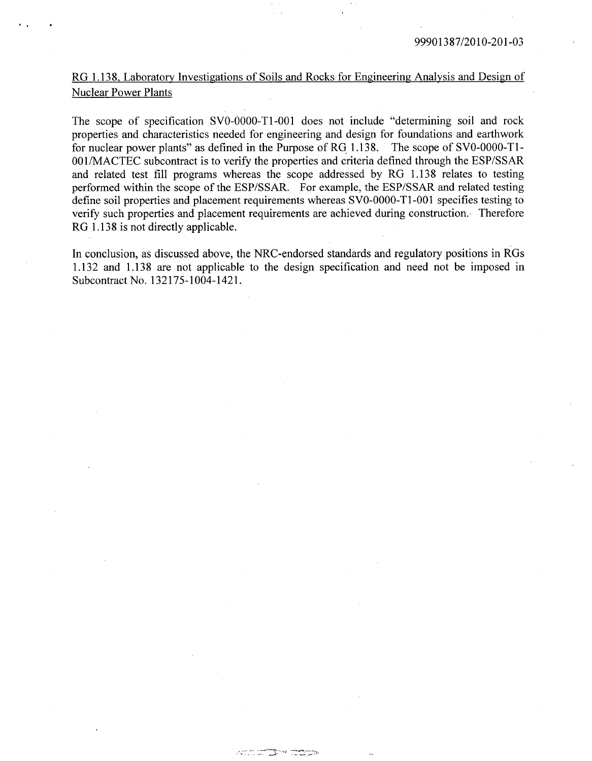RG 1.138, Laboratory Investigations of Soils and Rocks for Engineering Analysis and Design of Nuclear Power Plants

The scope of specification SV0-0000-T1-001 does not include "determining soil and rock properties and characteristics needed for engineering and design for foundations and earthwork for nuclear power plants" as defined in the Purpose of RG 1.138. The scope of SV0-0000-T1-001/MACTEC subcontract is to verify the properties and criteria defined through the ESP/SSAR and related test fill programs whereas the scope addressed by RG 1.138 relates to testing performed within the scope of the ESP/SSAR. For example, the ESP/SSAR and related testing define soil properties and placement requirements whereas SV0-0000-T1-001 specifies testing to verify such properties and placement requirements are achieved during construction. Therefore RG 1.138 is not directly applicable.

In conclusion, as discussed above, the NRC-endorsed standards and regulatory positions in RGs 1.132 and 1.138 are not applicable to the design specification and need not be imposed in Subcontract No. 132175-1004-1421.